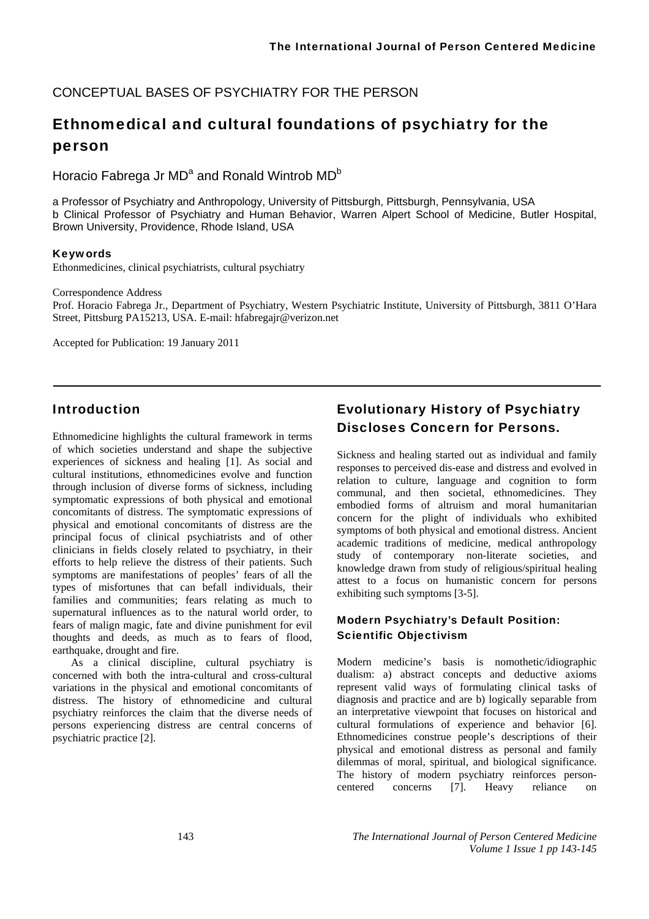CONCEPTUAL BASES OF PSYCHIATRY FOR THE PERSON

# Ethnomedical and cultural foundations of psychiatry for the person

Horacio Fabrega Jr MD[a] and Ronald Wintrob MD[b]

a Professor of Psychiatry and Anthropology, University of Pittsburgh, Pittsburgh, Pennsylvania, USA
b Clinical Professor of Psychiatry and Human Behavior, Warren Alpert School of Medicine, Butler Hospital, Brown University, Providence, Rhode Island, USA

**Keywords**
Ethonmedicines, clinical psychiatrists, cultural psychiatry

Correspondence Address
Prof. Horacio Fabrega Jr., Department of Psychiatry, Western Psychiatric Institute, University of Pittsburgh, 3811 O'Hara Street, Pittsburg PA15213, USA. E-mail: hfabregajr@verizon.net

Accepted for Publication: 19 January 2011

## Introduction

Ethnomedicine highlights the cultural framework in terms of which societies understand and shape the subjective experiences of sickness and healing [1]. As social and cultural institutions, ethnomedicines evolve and function through inclusion of diverse forms of sickness, including symptomatic expressions of both physical and emotional concomitants of distress. The symptomatic expressions of physical and emotional concomitants of distress are the principal focus of clinical psychiatrists and of other clinicians in fields closely related to psychiatry, in their efforts to help relieve the distress of their patients. Such symptoms are manifestations of peoples' fears of all the types of misfortunes that can befall individuals, their families and communities; fears relating as much to supernatural influences as to the natural world order, to fears of malign magic, fate and divine punishment for evil thoughts and deeds, as much as to fears of flood, earthquake, drought and fire.

As a clinical discipline, cultural psychiatry is concerned with both the intra-cultural and cross-cultural variations in the physical and emotional concomitants of distress. The history of ethnomedicine and cultural psychiatry reinforces the claim that the diverse needs of persons experiencing distress are central concerns of psychiatric practice [2].

## Evolutionary History of Psychiatry Discloses Concern for Persons.

Sickness and healing started out as individual and family responses to perceived dis-ease and distress and evolved in relation to culture, language and cognition to form communal, and then societal, ethnomedicines. They embodied forms of altruism and moral humanitarian concern for the plight of individuals who exhibited symptoms of both physical and emotional distress. Ancient academic traditions of medicine, medical anthropology study of contemporary non-literate societies, and knowledge drawn from study of religious/spiritual healing attest to a focus on humanistic concern for persons exhibiting such symptoms [3-5].

### Modern Psychiatry's Default Position: Scientific Objectivism

Modern medicine's basis is nomothetic/idiographic dualism: a) abstract concepts and deductive axioms represent valid ways of formulating clinical tasks of diagnosis and practice and are b) logically separable from an interpretative viewpoint that focuses on historical and cultural formulations of experience and behavior [6]. Ethnomedicines construe people's descriptions of their physical and emotional distress as personal and family dilemmas of moral, spiritual, and biological significance. The history of modern psychiatry reinforces person-centered concerns [7]. Heavy reliance on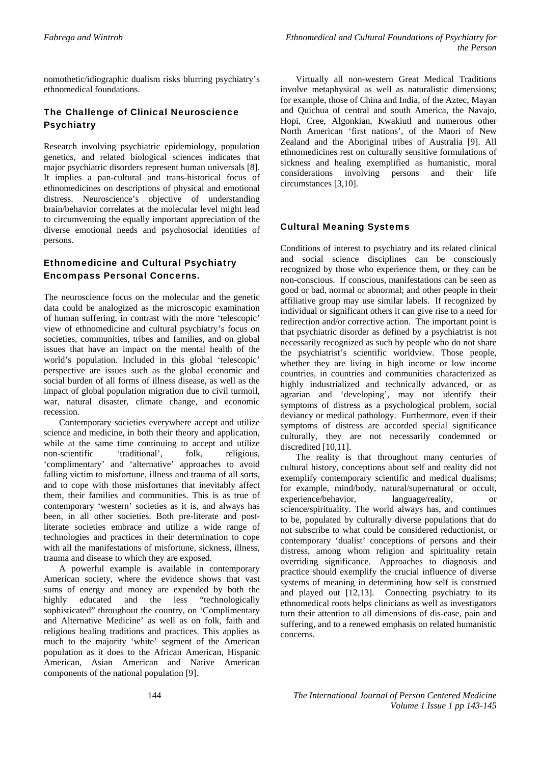nomothetic/idiographic dualism risks blurring psychiatry's ethnomedical foundations.

## The Challenge of Clinical Neuroscience Psychiatry

Research involving psychiatric epidemiology, population genetics, and related biological sciences indicates that major psychiatric disorders represent human universals [8]. It implies a pan-cultural and trans-historical focus of ethnomedicines on descriptions of physical and emotional distress. Neuroscience's objective of understanding brain/behavior correlates at the molecular level might lead to circumventing the equally important appreciation of the diverse emotional needs and psychosocial identities of persons.

## Ethnomedicine and Cultural Psychiatry Encompass Personal Concerns.

The neuroscience focus on the molecular and the genetic data could be analogized as the microscopic examination of human suffering, in contrast with the more 'telescopic' view of ethnomedicine and cultural psychiatry's focus on societies, communities, tribes and families, and on global issues that have an impact on the mental health of the world's population. Included in this global 'telescopic' perspective are issues such as the global economic and social burden of all forms of illness disease, as well as the impact of global population migration due to civil turmoil, war, natural disaster, climate change, and economic recession.

Contemporary societies everywhere accept and utilize science and medicine, in both their theory and application, while at the same time continuing to accept and utilize non-scientific 'traditional', folk, religious, 'complimentary' and 'alternative' approaches to avoid falling victim to misfortune, illness and trauma of all sorts, and to cope with those misfortunes that inevitably affect them, their families and communities. This is as true of contemporary 'western' societies as it is, and always has been, in all other societies. Both pre-literate and post-literate societies embrace and utilize a wide range of technologies and practices in their determination to cope with all the manifestations of misfortune, sickness, illness, trauma and disease to which they are exposed.

A powerful example is available in contemporary American society, where the evidence shows that vast sums of energy and money are expended by both the highly educated and the less "technologically sophisticated" throughout the country, on 'Complimentary and Alternative Medicine' as well as on folk, faith and religious healing traditions and practices. This applies as much to the majority 'white' segment of the American population as it does to the African American, Hispanic American, Asian American and Native American components of the national population [9].

Virtually all non-western Great Medical Traditions involve metaphysical as well as naturalistic dimensions; for example, those of China and India, of the Aztec, Mayan and Quichua of central and south America, the Navajo, Hopi, Cree, Algonkian, Kwakiutl and numerous other North American 'first nations', of the Maori of New Zealand and the Aboriginal tribes of Australia [9]. All ethnomedicines rest on culturally sensitive formulations of sickness and healing exemplified as humanistic, moral considerations involving persons and their life circumstances [3,10].

## Cultural Meaning Systems

Conditions of interest to psychiatry and its related clinical and social science disciplines can be consciously recognized by those who experience them, or they can be non-conscious. If conscious, manifestations can be seen as good or bad, normal or abnormal; and other people in their affiliative group may use similar labels. If recognized by individual or significant others it can give rise to a need for redirection and/or corrective action. The important point is that psychiatric disorder as defined by a psychiatrist is not necessarily recognized as such by people who do not share the psychiatrist's scientific worldview. Those people, whether they are living in high income or low income countries, in countries and communities characterized as highly industrialized and technically advanced, or as agrarian and 'developing', may not identify their symptoms of distress as a psychological problem, social deviancy or medical pathology. Furthermore, even if their symptoms of distress are accorded special significance culturally, they are not necessarily condemned or discredited [10,11].

The reality is that throughout many centuries of cultural history, conceptions about self and reality did not exemplify contemporary scientific and medical dualisms; for example, mind/body, natural/supernatural or occult, experience/behavior, language/reality, or science/spirituality. The world always has, and continues to be, populated by culturally diverse populations that do not subscribe to what could be considered reductionist, or contemporary 'dualist' conceptions of persons and their distress, among whom religion and spirituality retain overriding significance. Approaches to diagnosis and practice should exemplify the crucial influence of diverse systems of meaning in determining how self is construed and played out [12,13]. Connecting psychiatry to its ethnomedical roots helps clinicians as well as investigators turn their attention to all dimensions of dis-ease, pain and suffering, and to a renewed emphasis on related humanistic concerns.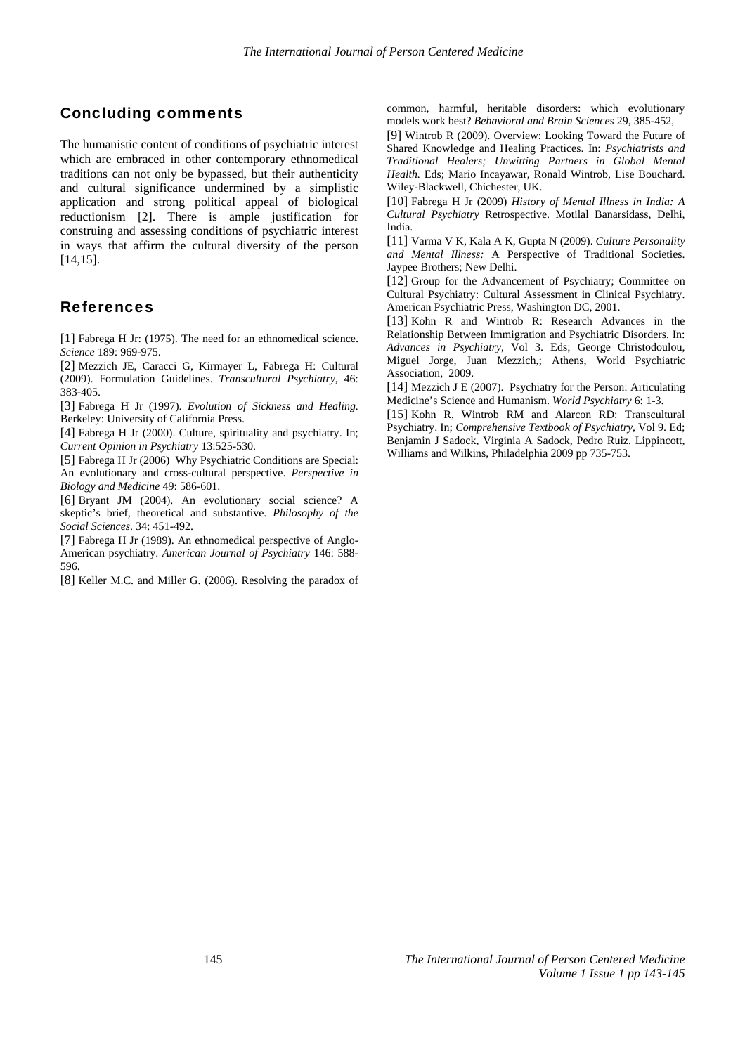## Concluding comments

The humanistic content of conditions of psychiatric interest which are embraced in other contemporary ethnomedical traditions can not only be bypassed, but their authenticity and cultural significance undermined by a simplistic application and strong political appeal of biological reductionism [2]. There is ample justification for construing and assessing conditions of psychiatric interest in ways that affirm the cultural diversity of the person [14,15].

## References

[1] Fabrega H Jr: (1975). The need for an ethnomedical science. *Science* 189: 969-975.

[2] Mezzich JE, Caracci G, Kirmayer L, Fabrega H: Cultural (2009). Formulation Guidelines. *Transcultural Psychiatry*, 46: 383-405.

[3] Fabrega H Jr (1997). *Evolution of Sickness and Healing.* Berkeley: University of California Press.

[4] Fabrega H Jr (2000). Culture, spirituality and psychiatry. In; *Current Opinion in Psychiatry* 13:525-530.

[5] Fabrega H Jr (2006) Why Psychiatric Conditions are Special: An evolutionary and cross-cultural perspective. *Perspective in Biology and Medicine* 49: 586-601.

[6] Bryant JM (2004). An evolutionary social science? A skeptic's brief, theoretical and substantive. *Philosophy of the Social Sciences*. 34: 451-492.

[7] Fabrega H Jr (1989). An ethnomedical perspective of Anglo-American psychiatry. *American Journal of Psychiatry* 146: 588-596.

[8] Keller M.C. and Miller G. (2006). Resolving the paradox of common, harmful, heritable disorders: which evolutionary models work best? *Behavioral and Brain Sciences* 29, 385-452,

[9] Wintrob R (2009). Overview: Looking Toward the Future of Shared Knowledge and Healing Practices. In: *Psychiatrists and Traditional Healers; Unwitting Partners in Global Mental Health.* Eds; Mario Incayawar, Ronald Wintrob, Lise Bouchard. Wiley-Blackwell, Chichester, UK.

[10] Fabrega H Jr (2009) *History of Mental Illness in India: A Cultural Psychiatry* Retrospective. Motilal Banarsidass, Delhi, India.

[11] Varma V K, Kala A K, Gupta N (2009). *Culture Personality and Mental Illness:* A Perspective of Traditional Societies. Jaypee Brothers; New Delhi.

[12] Group for the Advancement of Psychiatry; Committee on Cultural Psychiatry: Cultural Assessment in Clinical Psychiatry. American Psychiatric Press, Washington DC, 2001.

[13] Kohn R and Wintrob R: Research Advances in the Relationship Between Immigration and Psychiatric Disorders. In: *Advances in Psychiatry*, Vol 3. Eds; George Christodoulou, Miguel Jorge, Juan Mezzich,; Athens, World Psychiatric Association, 2009.

[14] Mezzich J E (2007). Psychiatry for the Person: Articulating Medicine's Science and Humanism. *World Psychiatry* 6: 1-3.

[15] Kohn R, Wintrob RM and Alarcon RD: Transcultural Psychiatry. In; *Comprehensive Textbook of Psychiatry*, Vol 9. Ed; Benjamin J Sadock, Virginia A Sadock, Pedro Ruiz. Lippincott, Williams and Wilkins, Philadelphia 2009 pp 735-753.